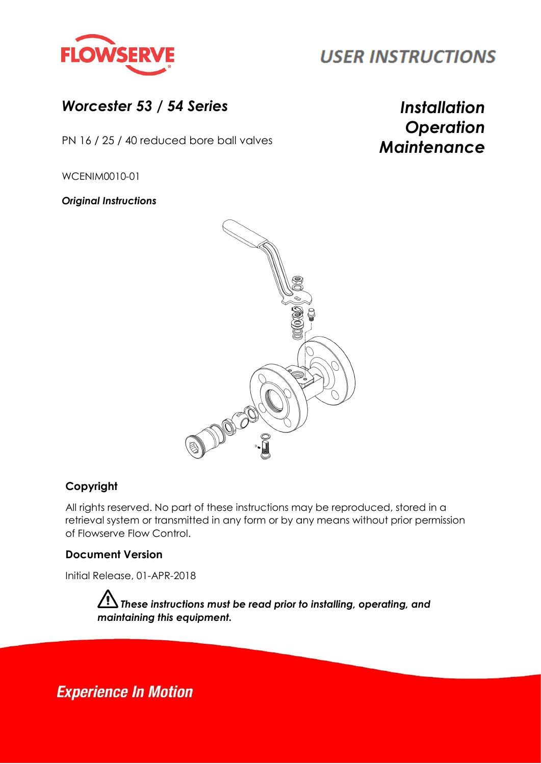FLOWSERVE

# USER INSTRUCTIONS

## *Worcester 53 / 54 Series*

PN 16 / 25 / 40 reduced bore ball valves

## *Installation Operation Maintenance*

WCENIM0010-01

***Original Instructions***

### Copyright

All rights reserved. No part of these instructions may be reproduced, stored in a retrieval system or transmitted in any form or by any means without prior permission of Flowserve Flow Control.

### Document Version

Initial Release, 01-APR-2018

⚠ ***These instructions must be read prior to installing, operating, and maintaining this equipment.***

***Experience In Motion***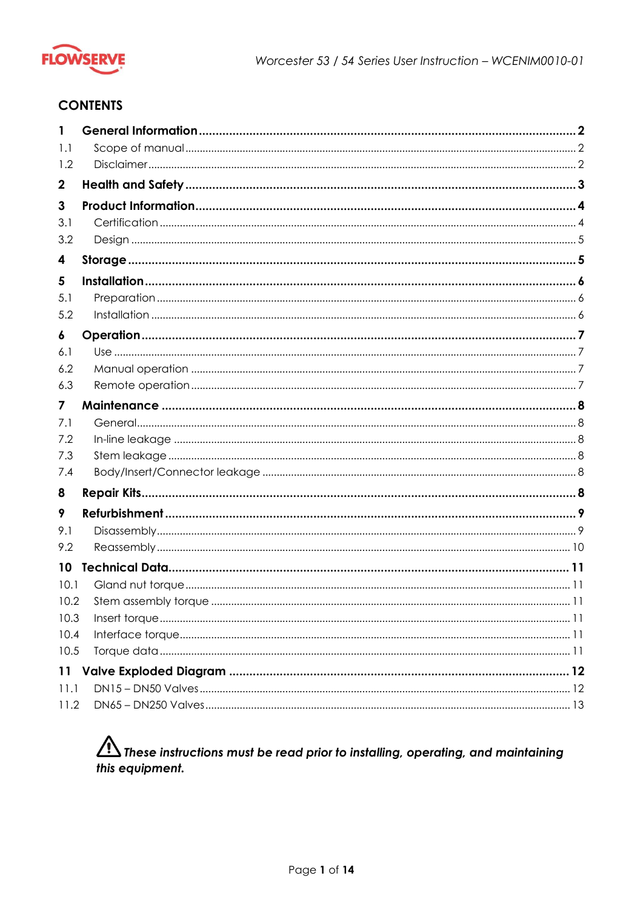## CONTENTS

| | | |
|---|---|---|
| **1** | **General Information** | **2** |
| 1.1 | Scope of manual | 2 |
| 1.2 | Disclaimer | 2 |
| **2** | **Health and Safety** | **3** |
| **3** | **Product Information** | **4** |
| 3.1 | Certification | 4 |
| 3.2 | Design | 5 |
| **4** | **Storage** | **5** |
| **5** | **Installation** | **6** |
| 5.1 | Preparation | 6 |
| 5.2 | Installation | 6 |
| **6** | **Operation** | **7** |
| 6.1 | Use | 7 |
| 6.2 | Manual operation | 7 |
| 6.3 | Remote operation | 7 |
| **7** | **Maintenance** | **8** |
| 7.1 | General | 8 |
| 7.2 | In-line leakage | 8 |
| 7.3 | Stem leakage | 8 |
| 7.4 | Body/Insert/Connector leakage | 8 |
| **8** | **Repair Kits** | **8** |
| **9** | **Refurbishment** | **9** |
| 9.1 | Disassembly | 9 |
| 9.2 | Reassembly | 10 |
| **10** | **Technical Data** | **11** |
| 10.1 | Gland nut torque | 11 |
| 10.2 | Stem assembly torque | 11 |
| 10.3 | Insert torque | 11 |
| 10.4 | Interface torque | 11 |
| 10.5 | Torque data | 11 |
| **11** | **Valve Exploded Diagram** | **12** |
| 11.1 | DN15 – DN50 Valves | 12 |
| 11.2 | DN65 – DN250 Valves | 13 |

⚠ ***These instructions must be read prior to installing, operating, and maintaining this equipment.***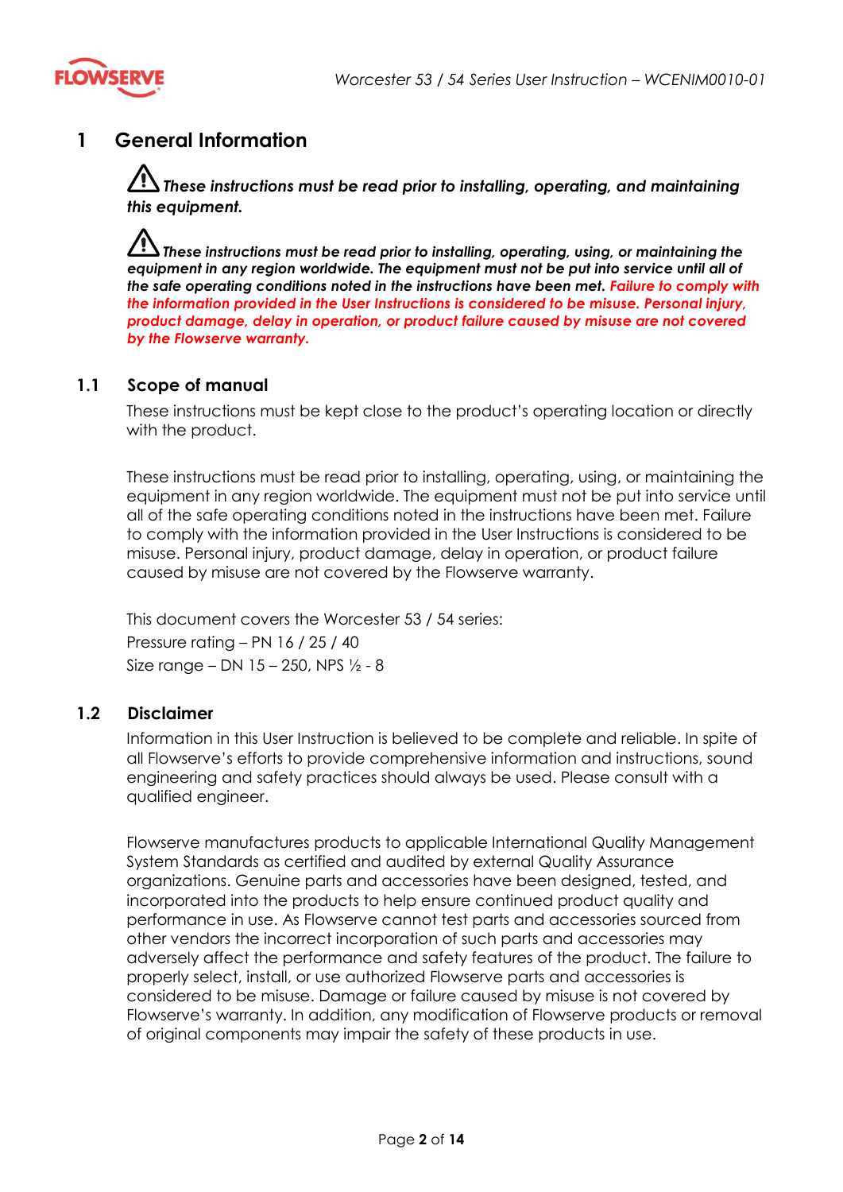# 1 General Information

⚠ ***These instructions must be read prior to installing, operating, and maintaining this equipment.***

⚠ ***These instructions must be read prior to installing, operating, using, or maintaining the equipment in any region worldwide. The equipment must not be put into service until all of the safe operating conditions noted in the instructions have been met. Failure to comply with the information provided in the User Instructions is considered to be misuse. Personal injury, product damage, delay in operation, or product failure caused by misuse are not covered by the Flowserve warranty.***

## 1.1 Scope of manual

These instructions must be kept close to the product's operating location or directly with the product.

These instructions must be read prior to installing, operating, using, or maintaining the equipment in any region worldwide. The equipment must not be put into service until all of the safe operating conditions noted in the instructions have been met. Failure to comply with the information provided in the User Instructions is considered to be misuse. Personal injury, product damage, delay in operation, or product failure caused by misuse are not covered by the Flowserve warranty.

This document covers the Worcester 53 / 54 series:
Pressure rating – PN 16 / 25 / 40
Size range – DN 15 – 250, NPS ½ - 8

## 1.2 Disclaimer

Information in this User Instruction is believed to be complete and reliable. In spite of all Flowserve's efforts to provide comprehensive information and instructions, sound engineering and safety practices should always be used. Please consult with a qualified engineer.

Flowserve manufactures products to applicable International Quality Management System Standards as certified and audited by external Quality Assurance organizations. Genuine parts and accessories have been designed, tested, and incorporated into the products to help ensure continued product quality and performance in use. As Flowserve cannot test parts and accessories sourced from other vendors the incorrect incorporation of such parts and accessories may adversely affect the performance and safety features of the product. The failure to properly select, install, or use authorized Flowserve parts and accessories is considered to be misuse. Damage or failure caused by misuse is not covered by Flowserve's warranty. In addition, any modification of Flowserve products or removal of original components may impair the safety of these products in use.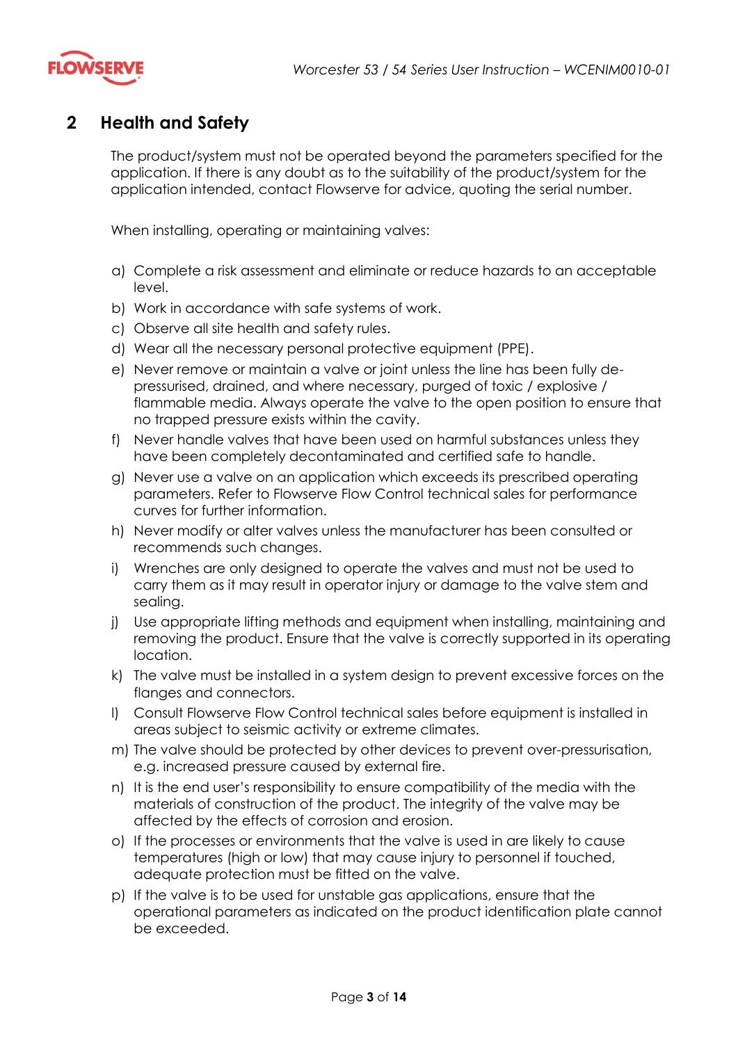## 2 Health and Safety

The product/system must not be operated beyond the parameters specified for the application. If there is any doubt as to the suitability of the product/system for the application intended, contact Flowserve for advice, quoting the serial number.

When installing, operating or maintaining valves:

a) Complete a risk assessment and eliminate or reduce hazards to an acceptable level.
b) Work in accordance with safe systems of work.
c) Observe all site health and safety rules.
d) Wear all the necessary personal protective equipment (PPE).
e) Never remove or maintain a valve or joint unless the line has been fully de-pressurised, drained, and where necessary, purged of toxic / explosive / flammable media. Always operate the valve to the open position to ensure that no trapped pressure exists within the cavity.
f) Never handle valves that have been used on harmful substances unless they have been completely decontaminated and certified safe to handle.
g) Never use a valve on an application which exceeds its prescribed operating parameters. Refer to Flowserve Flow Control technical sales for performance curves for further information.
h) Never modify or alter valves unless the manufacturer has been consulted or recommends such changes.
i) Wrenches are only designed to operate the valves and must not be used to carry them as it may result in operator injury or damage to the valve stem and sealing.
j) Use appropriate lifting methods and equipment when installing, maintaining and removing the product. Ensure that the valve is correctly supported in its operating location.
k) The valve must be installed in a system design to prevent excessive forces on the flanges and connectors.
l) Consult Flowserve Flow Control technical sales before equipment is installed in areas subject to seismic activity or extreme climates.
m) The valve should be protected by other devices to prevent over-pressurisation, e.g. increased pressure caused by external fire.
n) It is the end user's responsibility to ensure compatibility of the media with the materials of construction of the product. The integrity of the valve may be affected by the effects of corrosion and erosion.
o) If the processes or environments that the valve is used in are likely to cause temperatures (high or low) that may cause injury to personnel if touched, adequate protection must be fitted on the valve.
p) If the valve is to be used for unstable gas applications, ensure that the operational parameters as indicated on the product identification plate cannot be exceeded.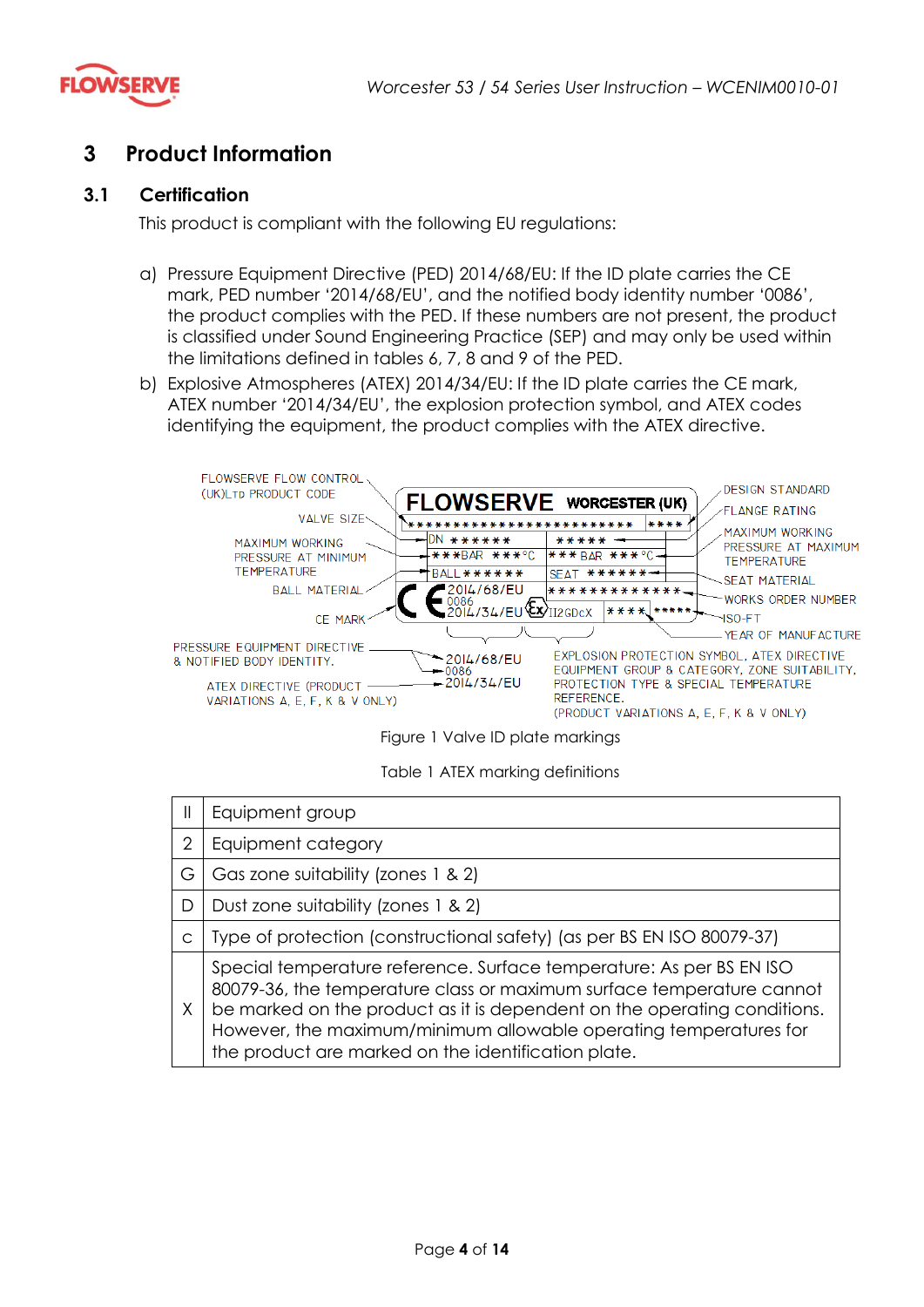# 3 Product Information

## 3.1 Certification

This product is compliant with the following EU regulations:

a) Pressure Equipment Directive (PED) 2014/68/EU: If the ID plate carries the CE mark, PED number ‘2014/68/EU’, and the notified body identity number ‘0086’, the product complies with the PED. If these numbers are not present, the product is classified under Sound Engineering Practice (SEP) and may only be used within the limitations defined in tables 6, 7, 8 and 9 of the PED.

b) Explosive Atmospheres (ATEX) 2014/34/EU: If the ID plate carries the CE mark, ATEX number ‘2014/34/EU’, the explosion protection symbol, and ATEX codes identifying the equipment, the product complies with the ATEX directive.

FLOWSERVE FLOW CONTROL (UK)LTD PRODUCT CODE

VALVE SIZE

MAXIMUM WORKING PRESSURE AT MINIMUM TEMPERATURE

BALL MATERIAL

CE MARK

PRESSURE EQUIPMENT DIRECTIVE & NOTIFIED BODY IDENTITY.

ATEX DIRECTIVE (PRODUCT VARIATIONS A, E, F, K & V ONLY)

FLOWSERVE WORCESTER (UK)

DN ******

***BAR ***°C

BALL ******

2014/68/EU

0086

2014/34/EU

II2GDcX

*****

*** BAR ***°C

SEAT ******

*************

****

*****

DESIGN STANDARD

FLANGE RATING

MAXIMUM WORKING PRESSURE AT MAXIMUM TEMPERATURE

SEAT MATERIAL

WORKS ORDER NUMBER

ISO-FT

YEAR OF MANUFACTURE

EXPLOSION PROTECTION SYMBOL, ATEX DIRECTIVE EQUIPMENT GROUP & CATEGORY, ZONE SUITABILITY, PROTECTION TYPE & SPECIAL TEMPERATURE REFERENCE.
(PRODUCT VARIATIONS A, E, F, K & V ONLY)

Figure 1 Valve ID plate markings

Table 1 ATEX marking definitions

| | |
|---|---|
| II | Equipment group |
| 2 | Equipment category |
| G | Gas zone suitability (zones 1 & 2) |
| D | Dust zone suitability (zones 1 & 2) |
| c | Type of protection (constructional safety) (as per BS EN ISO 80079-37) |
| X | Special temperature reference. Surface temperature: As per BS EN ISO 80079-36, the temperature class or maximum surface temperature cannot be marked on the product as it is dependent on the operating conditions. However, the maximum/minimum allowable operating temperatures for the product are marked on the identification plate. |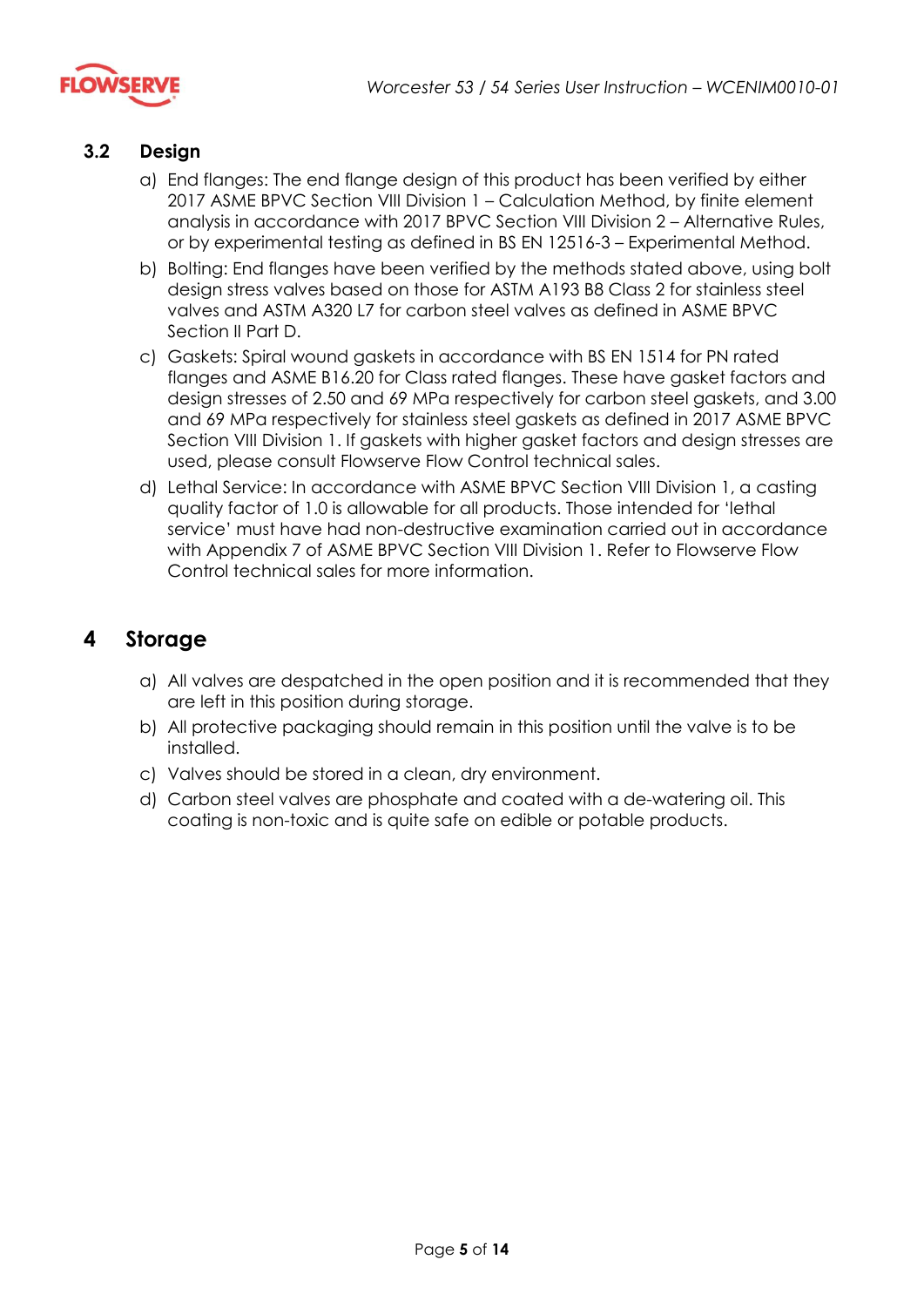### 3.2 Design

a) End flanges: The end flange design of this product has been verified by either 2017 ASME BPVC Section VIII Division 1 – Calculation Method, by finite element analysis in accordance with 2017 BPVC Section VIII Division 2 – Alternative Rules, or by experimental testing as defined in BS EN 12516-3 – Experimental Method.

b) Bolting: End flanges have been verified by the methods stated above, using bolt design stress valves based on those for ASTM A193 B8 Class 2 for stainless steel valves and ASTM A320 L7 for carbon steel valves as defined in ASME BPVC Section II Part D.

c) Gaskets: Spiral wound gaskets in accordance with BS EN 1514 for PN rated flanges and ASME B16.20 for Class rated flanges. These have gasket factors and design stresses of 2.50 and 69 MPa respectively for carbon steel gaskets, and 3.00 and 69 MPa respectively for stainless steel gaskets as defined in 2017 ASME BPVC Section VIII Division 1. If gaskets with higher gasket factors and design stresses are used, please consult Flowserve Flow Control technical sales.

d) Lethal Service: In accordance with ASME BPVC Section VIII Division 1, a casting quality factor of 1.0 is allowable for all products. Those intended for 'lethal service' must have had non-destructive examination carried out in accordance with Appendix 7 of ASME BPVC Section VIII Division 1. Refer to Flowserve Flow Control technical sales for more information.

## 4 Storage

a) All valves are despatched in the open position and it is recommended that they are left in this position during storage.

b) All protective packaging should remain in this position until the valve is to be installed.

c) Valves should be stored in a clean, dry environment.

d) Carbon steel valves are phosphate and coated with a de-watering oil. This coating is non-toxic and is quite safe on edible or potable products.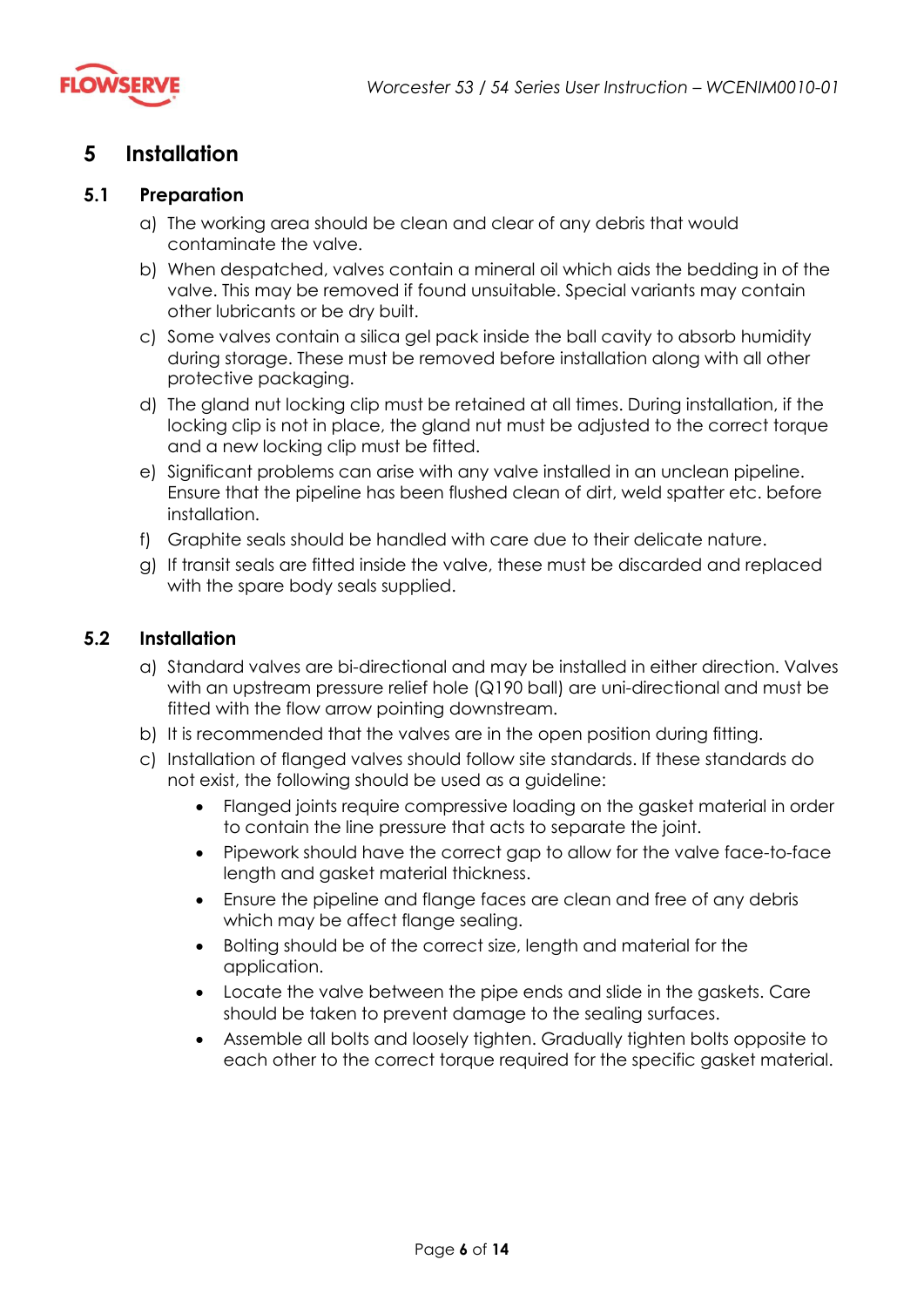# 5 Installation

## 5.1 Preparation

a) The working area should be clean and clear of any debris that would contaminate the valve.

b) When despatched, valves contain a mineral oil which aids the bedding in of the valve. This may be removed if found unsuitable. Special variants may contain other lubricants or be dry built.

c) Some valves contain a silica gel pack inside the ball cavity to absorb humidity during storage. These must be removed before installation along with all other protective packaging.

d) The gland nut locking clip must be retained at all times. During installation, if the locking clip is not in place, the gland nut must be adjusted to the correct torque and a new locking clip must be fitted.

e) Significant problems can arise with any valve installed in an unclean pipeline. Ensure that the pipeline has been flushed clean of dirt, weld spatter etc. before installation.

f) Graphite seals should be handled with care due to their delicate nature.

g) If transit seals are fitted inside the valve, these must be discarded and replaced with the spare body seals supplied.

## 5.2 Installation

a) Standard valves are bi-directional and may be installed in either direction. Valves with an upstream pressure relief hole (Q190 ball) are uni-directional and must be fitted with the flow arrow pointing downstream.

b) It is recommended that the valves are in the open position during fitting.

c) Installation of flanged valves should follow site standards. If these standards do not exist, the following should be used as a guideline:

- Flanged joints require compressive loading on the gasket material in order to contain the line pressure that acts to separate the joint.
- Pipework should have the correct gap to allow for the valve face-to-face length and gasket material thickness.
- Ensure the pipeline and flange faces are clean and free of any debris which may be affect flange sealing.
- Bolting should be of the correct size, length and material for the application.
- Locate the valve between the pipe ends and slide in the gaskets. Care should be taken to prevent damage to the sealing surfaces.
- Assemble all bolts and loosely tighten. Gradually tighten bolts opposite to each other to the correct torque required for the specific gasket material.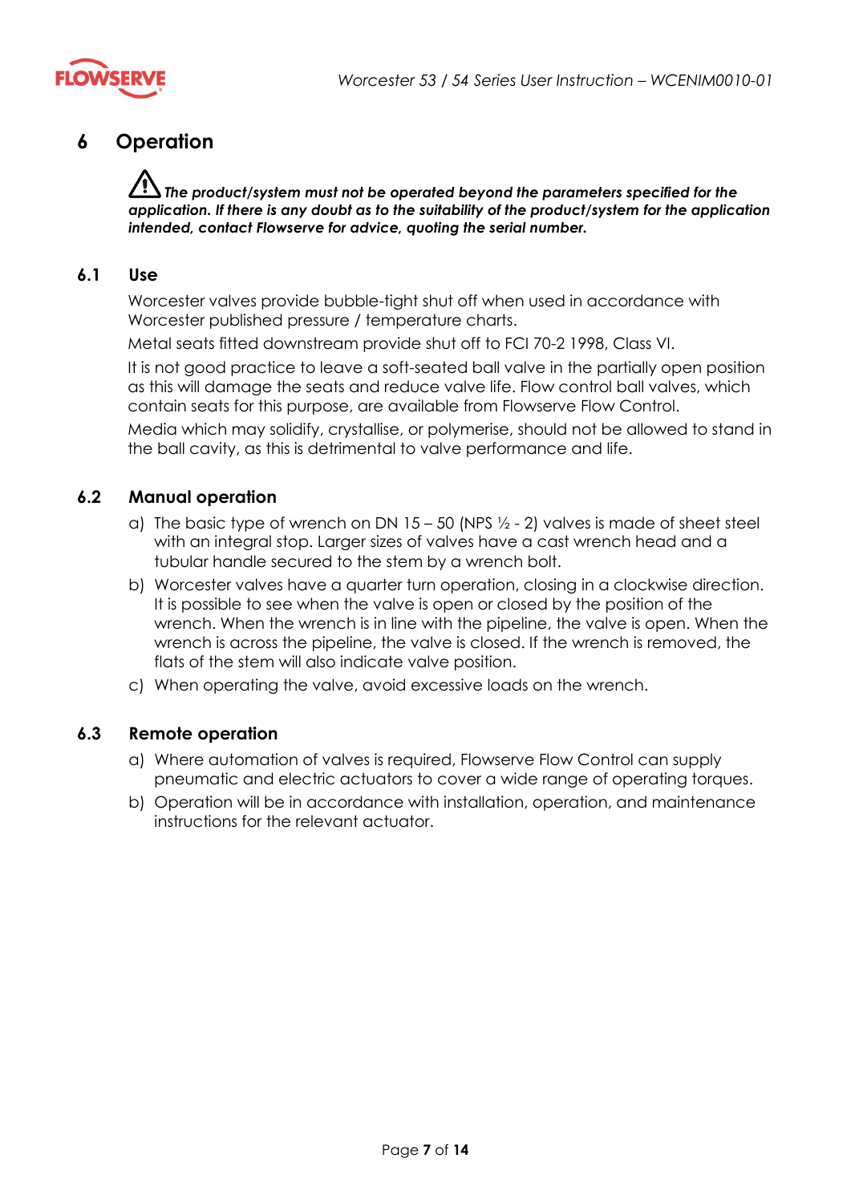# 6 Operation

⚠ ***The product/system must not be operated beyond the parameters specified for the application. If there is any doubt as to the suitability of the product/system for the application intended, contact Flowserve for advice, quoting the serial number.***

## 6.1 Use

Worcester valves provide bubble-tight shut off when used in accordance with Worcester published pressure / temperature charts.

Metal seats fitted downstream provide shut off to FCI 70-2 1998, Class VI.

It is not good practice to leave a soft-seated ball valve in the partially open position as this will damage the seats and reduce valve life. Flow control ball valves, which contain seats for this purpose, are available from Flowserve Flow Control.

Media which may solidify, crystallise, or polymerise, should not be allowed to stand in the ball cavity, as this is detrimental to valve performance and life.

## 6.2 Manual operation

a) The basic type of wrench on DN 15 – 50 (NPS ½ - 2) valves is made of sheet steel with an integral stop. Larger sizes of valves have a cast wrench head and a tubular handle secured to the stem by a wrench bolt.

b) Worcester valves have a quarter turn operation, closing in a clockwise direction. It is possible to see when the valve is open or closed by the position of the wrench. When the wrench is in line with the pipeline, the valve is open. When the wrench is across the pipeline, the valve is closed. If the wrench is removed, the flats of the stem will also indicate valve position.

c) When operating the valve, avoid excessive loads on the wrench.

## 6.3 Remote operation

a) Where automation of valves is required, Flowserve Flow Control can supply pneumatic and electric actuators to cover a wide range of operating torques.

b) Operation will be in accordance with installation, operation, and maintenance instructions for the relevant actuator.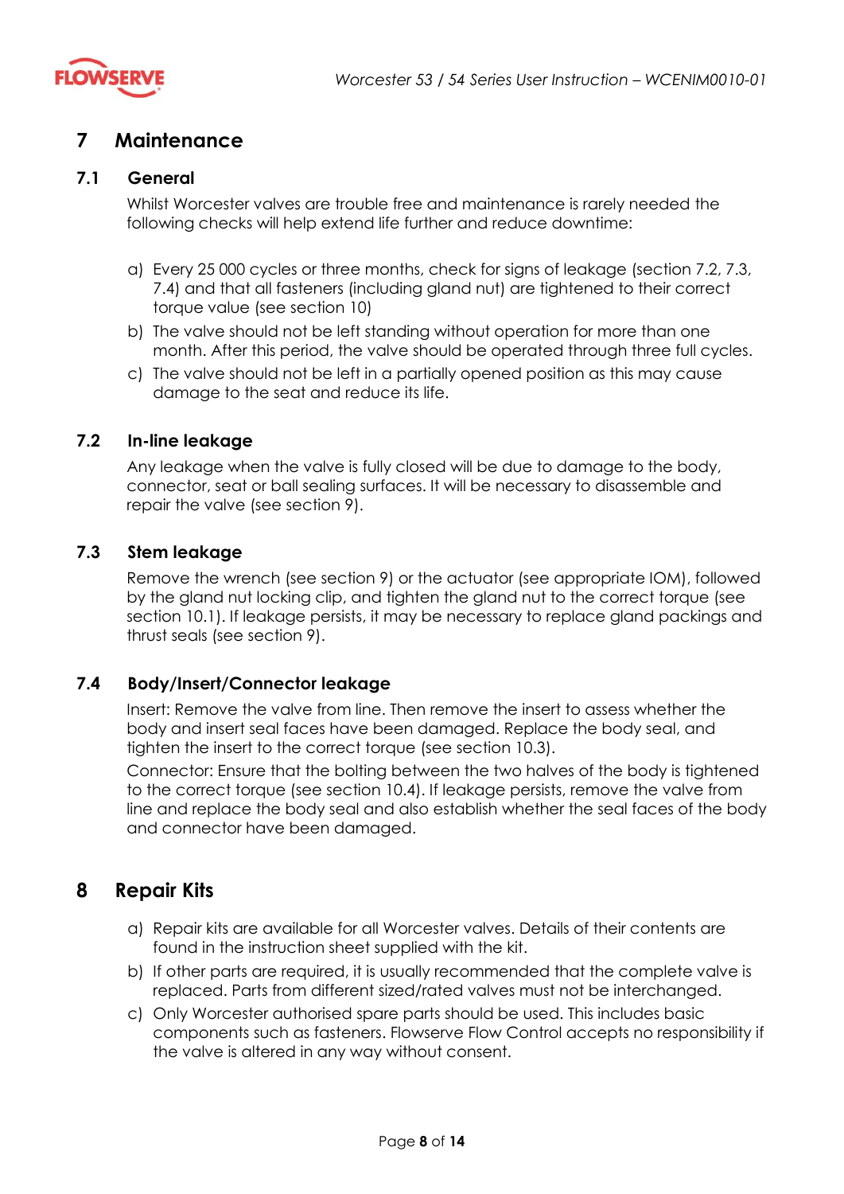# 7 Maintenance

## 7.1 General

Whilst Worcester valves are trouble free and maintenance is rarely needed the following checks will help extend life further and reduce downtime:

a) Every 25 000 cycles or three months, check for signs of leakage (section 7.2, 7.3, 7.4) and that all fasteners (including gland nut) are tightened to their correct torque value (see section 10)

b) The valve should not be left standing without operation for more than one month. After this period, the valve should be operated through three full cycles.

c) The valve should not be left in a partially opened position as this may cause damage to the seat and reduce its life.

## 7.2 In-line leakage

Any leakage when the valve is fully closed will be due to damage to the body, connector, seat or ball sealing surfaces. It will be necessary to disassemble and repair the valve (see section 9).

## 7.3 Stem leakage

Remove the wrench (see section 9) or the actuator (see appropriate IOM), followed by the gland nut locking clip, and tighten the gland nut to the correct torque (see section 10.1). If leakage persists, it may be necessary to replace gland packings and thrust seals (see section 9).

## 7.4 Body/Insert/Connector leakage

Insert: Remove the valve from line. Then remove the insert to assess whether the body and insert seal faces have been damaged. Replace the body seal, and tighten the insert to the correct torque (see section 10.3).

Connector: Ensure that the bolting between the two halves of the body is tightened to the correct torque (see section 10.4). If leakage persists, remove the valve from line and replace the body seal and also establish whether the seal faces of the body and connector have been damaged.

# 8 Repair Kits

a) Repair kits are available for all Worcester valves. Details of their contents are found in the instruction sheet supplied with the kit.

b) If other parts are required, it is usually recommended that the complete valve is replaced. Parts from different sized/rated valves must not be interchanged.

c) Only Worcester authorised spare parts should be used. This includes basic components such as fasteners. Flowserve Flow Control accepts no responsibility if the valve is altered in any way without consent.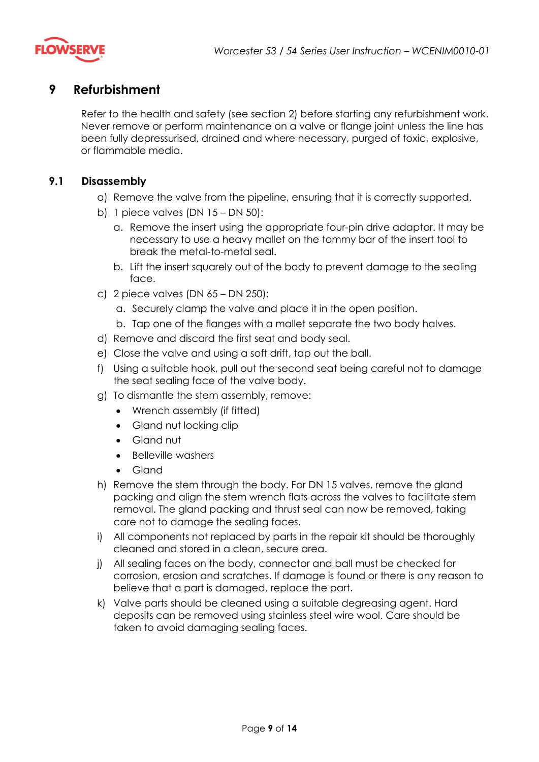# 9 Refurbishment

Refer to the health and safety (see section 2) before starting any refurbishment work. Never remove or perform maintenance on a valve or flange joint unless the line has been fully depressurised, drained and where necessary, purged of toxic, explosive, or flammable media.

## 9.1 Disassembly

a) Remove the valve from the pipeline, ensuring that it is correctly supported.

b) 1 piece valves (DN 15 – DN 50):

   a. Remove the insert using the appropriate four-pin drive adaptor. It may be necessary to use a heavy mallet on the tommy bar of the insert tool to break the metal-to-metal seal.

   b. Lift the insert squarely out of the body to prevent damage to the sealing face.

c) 2 piece valves (DN 65 – DN 250):

   a. Securely clamp the valve and place it in the open position.

   b. Tap one of the flanges with a mallet separate the two body halves.

d) Remove and discard the first seat and body seal.

e) Close the valve and using a soft drift, tap out the ball.

f) Using a suitable hook, pull out the second seat being careful not to damage the seat sealing face of the valve body.

g) To dismantle the stem assembly, remove:

   - Wrench assembly (if fitted)
   - Gland nut locking clip
   - Gland nut
   - Belleville washers
   - Gland

h) Remove the stem through the body. For DN 15 valves, remove the gland packing and align the stem wrench flats across the valves to facilitate stem removal. The gland packing and thrust seal can now be removed, taking care not to damage the sealing faces.

i) All components not replaced by parts in the repair kit should be thoroughly cleaned and stored in a clean, secure area.

j) All sealing faces on the body, connector and ball must be checked for corrosion, erosion and scratches. If damage is found or there is any reason to believe that a part is damaged, replace the part.

k) Valve parts should be cleaned using a suitable degreasing agent. Hard deposits can be removed using stainless steel wire wool. Care should be taken to avoid damaging sealing faces.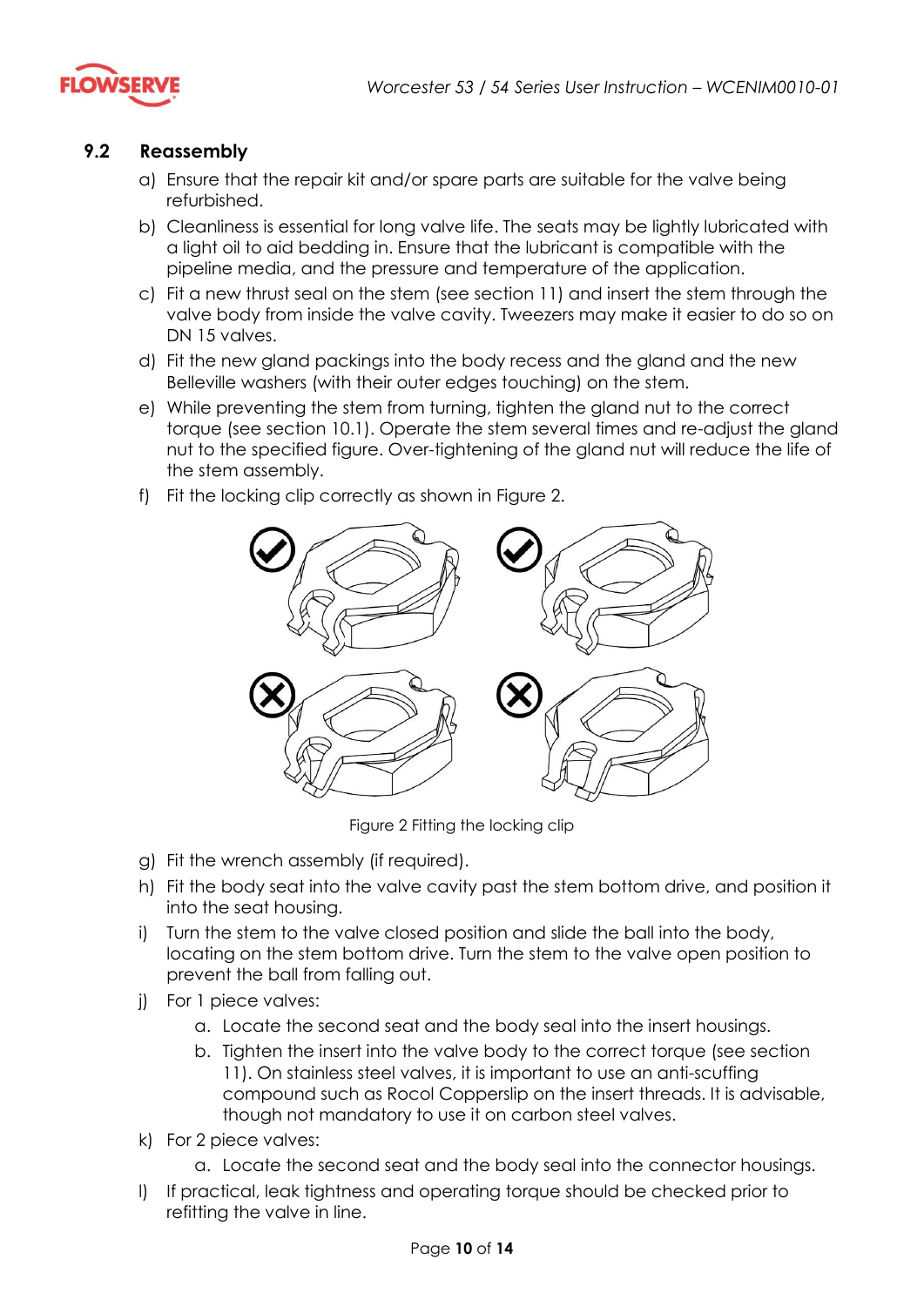## 9.2 Reassembly

a) Ensure that the repair kit and/or spare parts are suitable for the valve being refurbished.

b) Cleanliness is essential for long valve life. The seats may be lightly lubricated with a light oil to aid bedding in. Ensure that the lubricant is compatible with the pipeline media, and the pressure and temperature of the application.

c) Fit a new thrust seal on the stem (see section 11) and insert the stem through the valve body from inside the valve cavity. Tweezers may make it easier to do so on DN 15 valves.

d) Fit the new gland packings into the body recess and the gland and the new Belleville washers (with their outer edges touching) on the stem.

e) While preventing the stem from turning, tighten the gland nut to the correct torque (see section 10.1). Operate the stem several times and re-adjust the gland nut to the specified figure. Over-tightening of the gland nut will reduce the life of the stem assembly.

f) Fit the locking clip correctly as shown in Figure 2.

Figure 2 Fitting the locking clip

g) Fit the wrench assembly (if required).

h) Fit the body seat into the valve cavity past the stem bottom drive, and position it into the seat housing.

i) Turn the stem to the valve closed position and slide the ball into the body, locating on the stem bottom drive. Turn the stem to the valve open position to prevent the ball from falling out.

j) For 1 piece valves:
   a. Locate the second seat and the body seal into the insert housings.
   b. Tighten the insert into the valve body to the correct torque (see section 11). On stainless steel valves, it is important to use an anti-scuffing compound such as Rocol Copperslip on the insert threads. It is advisable, though not mandatory to use it on carbon steel valves.

k) For 2 piece valves:
   a. Locate the second seat and the body seal into the connector housings.

l) If practical, leak tightness and operating torque should be checked prior to refitting the valve in line.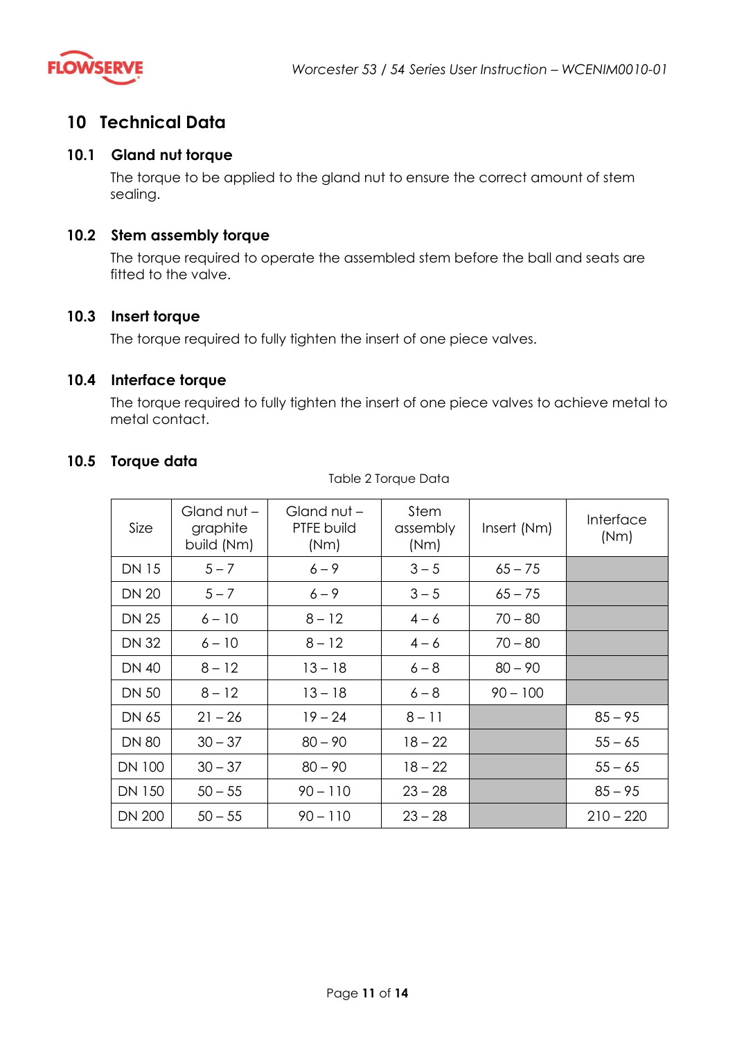# 10 Technical Data

## 10.1 Gland nut torque

The torque to be applied to the gland nut to ensure the correct amount of stem sealing.

## 10.2 Stem assembly torque

The torque required to operate the assembled stem before the ball and seats are fitted to the valve.

## 10.3 Insert torque

The torque required to fully tighten the insert of one piece valves.

## 10.4 Interface torque

The torque required to fully tighten the insert of one piece valves to achieve metal to metal contact.

## 10.5 Torque data

Table 2 Torque Data

| Size | Gland nut – graphite build (Nm) | Gland nut – PTFE build (Nm) | Stem assembly (Nm) | Insert (Nm) | Interface (Nm) |
|---|---|---|---|---|---|
| DN 15 | 5 – 7 | 6 – 9 | 3 – 5 | 65 – 75 | |
| DN 20 | 5 – 7 | 6 – 9 | 3 – 5 | 65 – 75 | |
| DN 25 | 6 – 10 | 8 – 12 | 4 – 6 | 70 – 80 | |
| DN 32 | 6 – 10 | 8 – 12 | 4 – 6 | 70 – 80 | |
| DN 40 | 8 – 12 | 13 – 18 | 6 – 8 | 80 – 90 | |
| DN 50 | 8 – 12 | 13 – 18 | 6 – 8 | 90 – 100 | |
| DN 65 | 21 – 26 | 19 – 24 | 8 – 11 | | 85 – 95 |
| DN 80 | 30 – 37 | 80 – 90 | 18 – 22 | | 55 – 65 |
| DN 100 | 30 – 37 | 80 – 90 | 18 – 22 | | 55 – 65 |
| DN 150 | 50 – 55 | 90 – 110 | 23 – 28 | | 85 – 95 |
| DN 200 | 50 – 55 | 90 – 110 | 23 – 28 | | 210 – 220 |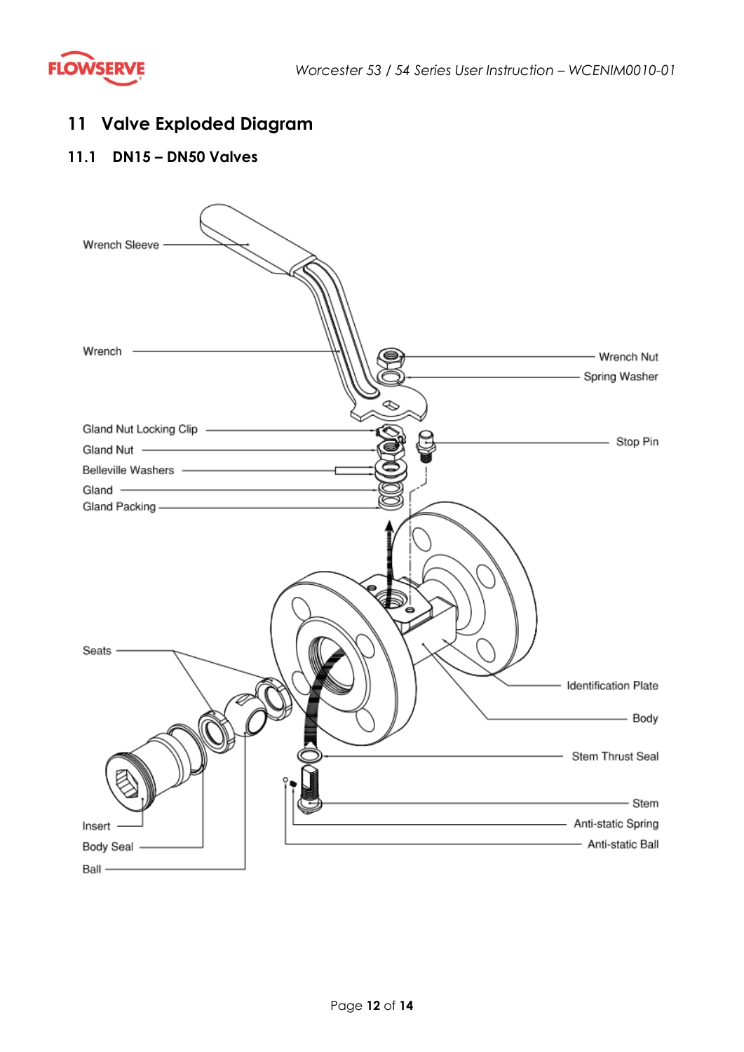# 11 Valve Exploded Diagram

## 11.1 DN15 – DN50 Valves

Wrench Sleeve

Wrench

Wrench Nut

Spring Washer

Gland Nut Locking Clip

Gland Nut

Belleville Washers

Gland

Gland Packing

Stop Pin

Seats

Identification Plate

Body

Stem Thrust Seal

Stem

Anti-static Spring

Anti-static Ball

Insert

Body Seal

Ball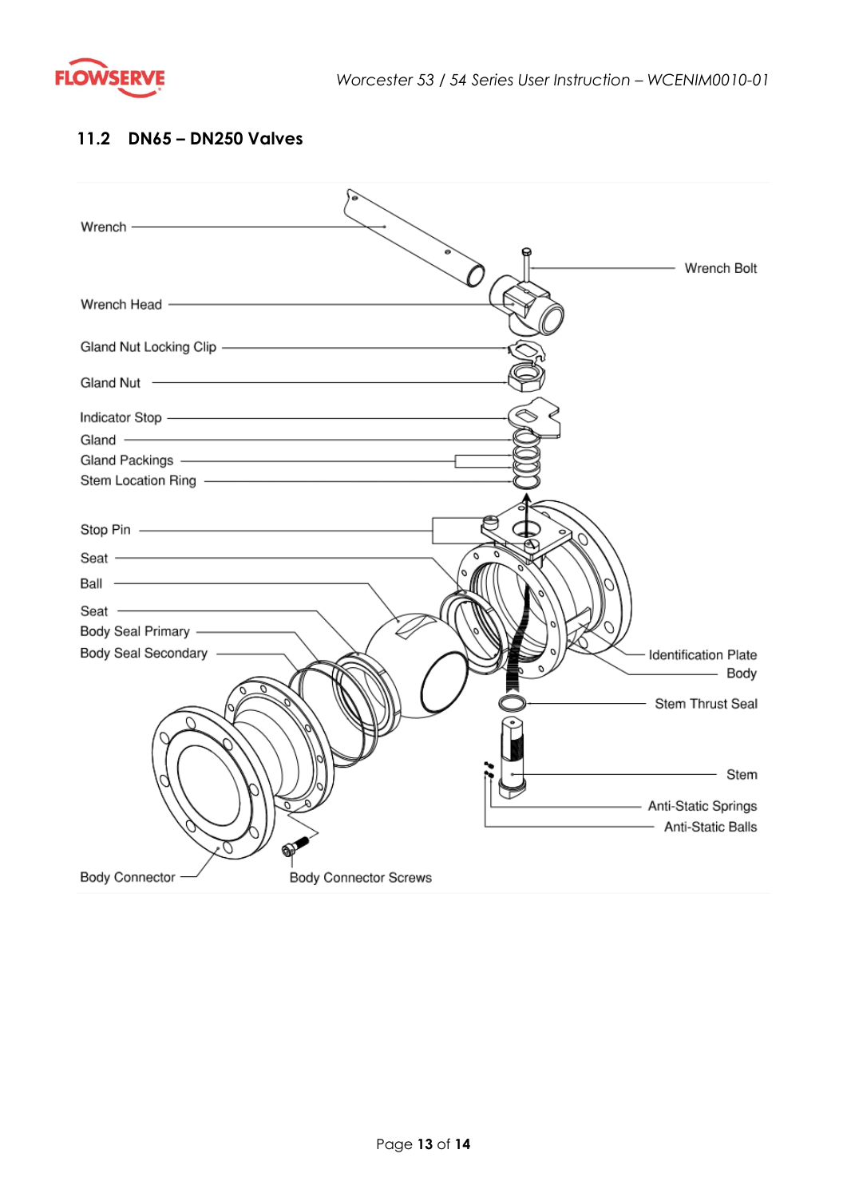## 11.2 DN65 – DN250 Valves

Wrench

Wrench Bolt

Wrench Head

Gland Nut Locking Clip

Gland Nut

Indicator Stop

Gland

Gland Packings

Stem Location Ring

Stop Pin

Seat

Ball

Seat

Body Seal Primary

Body Seal Secondary

Identification Plate

Body

Stem Thrust Seal

Stem

Anti-Static Springs

Anti-Static Balls

Body Connector

Body Connector Screws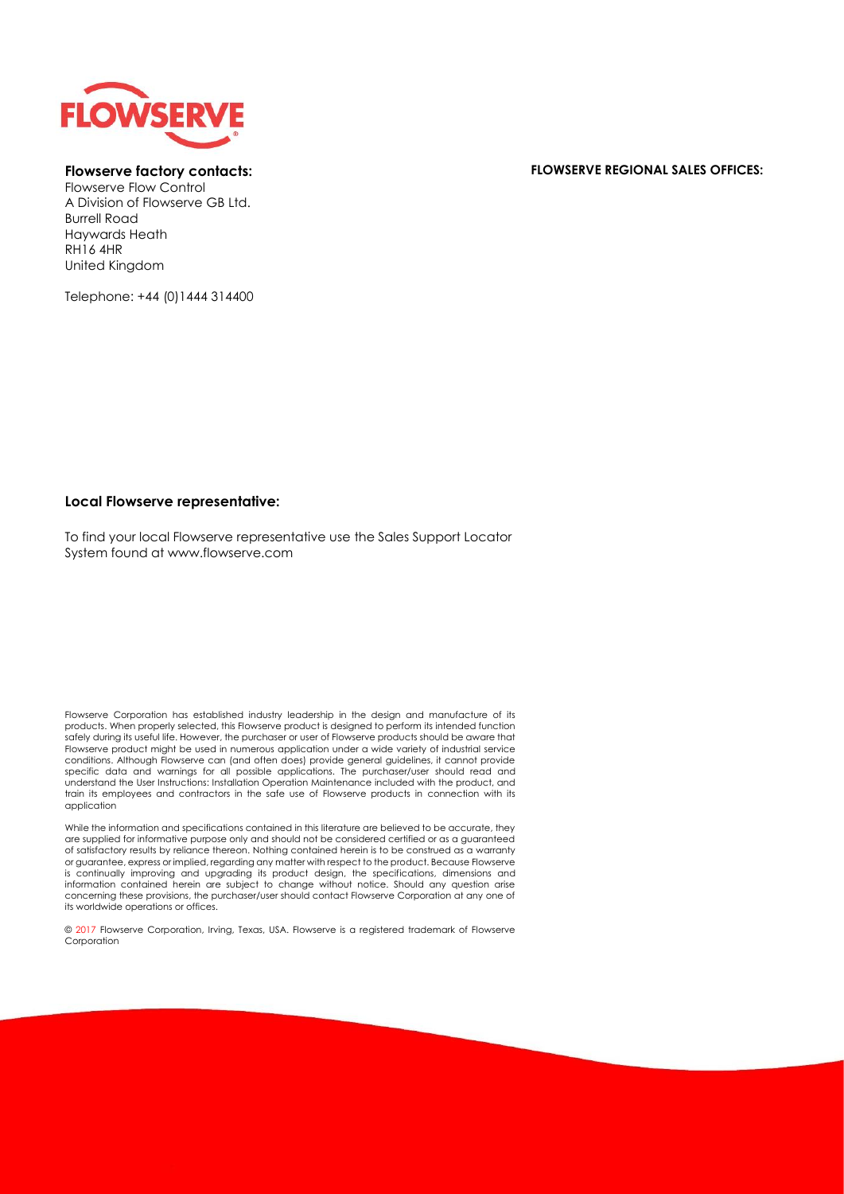**Flowserve factory contacts:**

Flowserve Flow Control
A Division of Flowserve GB Ltd.
Burrell Road
Haywards Heath
RH16 4HR
United Kingdom

Telephone: +44 (0)1444 314400

**FLOWSERVE REGIONAL SALES OFFICES:**

### Local Flowserve representative:

To find your local Flowserve representative use the Sales Support Locator System found at www.flowserve.com

Flowserve Corporation has established industry leadership in the design and manufacture of its products. When properly selected, this Flowserve product is designed to perform its intended function safely during its useful life. However, the purchaser or user of Flowserve products should be aware that Flowserve product might be used in numerous application under a wide variety of industrial service conditions. Although Flowserve can (and often does) provide general guidelines, it cannot provide specific data and warnings for all possible applications. The purchaser/user should read and understand the User Instructions: Installation Operation Maintenance included with the product, and train its employees and contractors in the safe use of Flowserve products in connection with its application

While the information and specifications contained in this literature are believed to be accurate, they are supplied for informative purpose only and should not be considered certified or as a guaranteed of satisfactory results by reliance thereon. Nothing contained herein is to be construed as a warranty or guarantee, express or implied, regarding any matter with respect to the product. Because Flowserve is continually improving and upgrading its product design, the specifications, dimensions and information contained herein are subject to change without notice. Should any question arise concerning these provisions, the purchaser/user should contact Flowserve Corporation at any one of its worldwide operations or offices.

© 2017 Flowserve Corporation, Irving, Texas, USA. Flowserve is a registered trademark of Flowserve Corporation